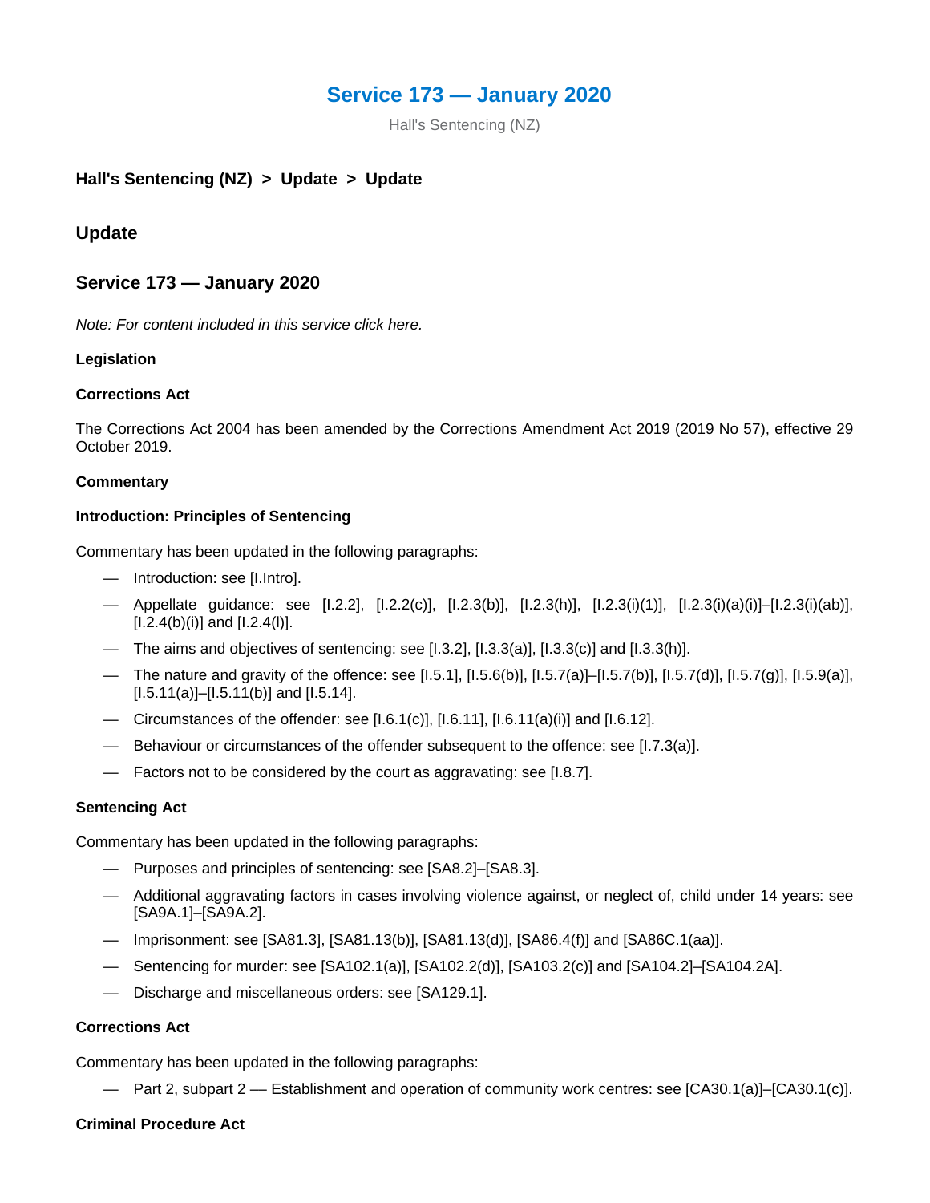# Service 173 — January 2020

Hall's Sentencing (NZ)

**Hall's Sentencing (NZ) > Update > Update**

## Update

## Service 173 — January 2020

*Note: For content included in this service click here.*

**Legislation**

**Corrections Act**

The Corrections Act 2004 has been amended by the Corrections Amendment Act 2019 (2019 No 57), effective 29 October 2019.

**Commentary**

**Introduction: Principles of Sentencing**

Commentary has been updated in the following paragraphs:

- Introduction: see [I.Intro].
- Appellate guidance: see [I.2.2], [I.2.2(c)], [I.2.3(b)], [I.2.3(h)], [I.2.3(i)(1)], [I.2.3(i)(a)(i)]–[I.2.3(i)(ab)], [I.2.4(b)(i)] and [I.2.4(l)].
- The aims and objectives of sentencing: see [I.3.2], [I.3.3(a)], [I.3.3(c)] and [I.3.3(h)].
- The nature and gravity of the offence: see [I.5.1], [I.5.6(b)], [I.5.7(a)]–[I.5.7(b)], [I.5.7(d)], [I.5.7(g)], [I.5.9(a)], [I.5.11(a)]–[I.5.11(b)] and [I.5.14].
- Circumstances of the offender: see [I.6.1(c)], [I.6.11], [I.6.11(a)(i)] and [I.6.12].
- Behaviour or circumstances of the offender subsequent to the offence: see [I.7.3(a)].
- Factors not to be considered by the court as aggravating: see [I.8.7].

**Sentencing Act**

Commentary has been updated in the following paragraphs:

- Purposes and principles of sentencing: see [SA8.2]–[SA8.3].
- Additional aggravating factors in cases involving violence against, or neglect of, child under 14 years: see [SA9A.1]–[SA9A.2].
- Imprisonment: see [SA81.3], [SA81.13(b)], [SA81.13(d)], [SA86.4(f)] and [SA86C.1(aa)].
- Sentencing for murder: see [SA102.1(a)], [SA102.2(d)], [SA103.2(c)] and [SA104.2]–[SA104.2A].
- Discharge and miscellaneous orders: see [SA129.1].

**Corrections Act**

Commentary has been updated in the following paragraphs:

- Part 2, subpart 2 — Establishment and operation of community work centres: see [CA30.1(a)]–[CA30.1(c)].

**Criminal Procedure Act**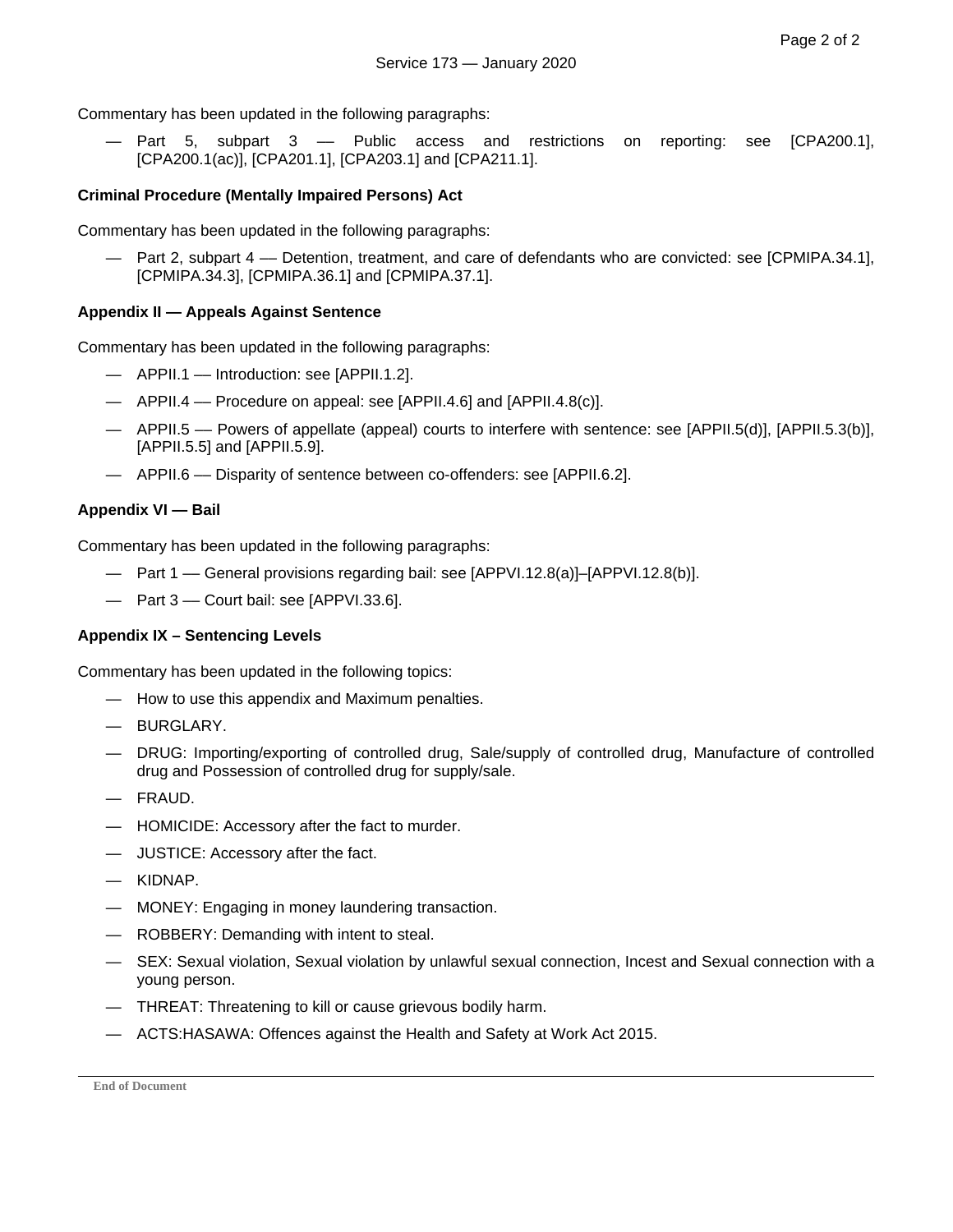Commentary has been updated in the following paragraphs:

— Part 5, subpart 3 — Public access and restrictions on reporting: see [CPA200.1], [CPA200.1(ac)], [CPA201.1], [CPA203.1] and [CPA211.1].

**Criminal Procedure (Mentally Impaired Persons) Act**

Commentary has been updated in the following paragraphs:

— Part 2, subpart 4 — Detention, treatment, and care of defendants who are convicted: see [CPMIPA.34.1], [CPMIPA.34.3], [CPMIPA.36.1] and [CPMIPA.37.1].

**Appendix II — Appeals Against Sentence**

Commentary has been updated in the following paragraphs:

— APPII.1 — Introduction: see [APPII.1.2].

— APPII.4 — Procedure on appeal: see [APPII.4.6] and [APPII.4.8(c)].

— APPII.5 — Powers of appellate (appeal) courts to interfere with sentence: see [APPII.5(d)], [APPII.5.3(b)], [APPII.5.5] and [APPII.5.9].

— APPII.6 — Disparity of sentence between co-offenders: see [APPII.6.2].

**Appendix VI — Bail**

Commentary has been updated in the following paragraphs:

— Part 1 — General provisions regarding bail: see [APPVI.12.8(a)]–[APPVI.12.8(b)].

— Part 3 — Court bail: see [APPVI.33.6].

**Appendix IX – Sentencing Levels**

Commentary has been updated in the following topics:

— How to use this appendix and Maximum penalties.

— BURGLARY.

— DRUG: Importing/exporting of controlled drug, Sale/supply of controlled drug, Manufacture of controlled drug and Possession of controlled drug for supply/sale.

— FRAUD.

— HOMICIDE: Accessory after the fact to murder.

— JUSTICE: Accessory after the fact.

— KIDNAP.

— MONEY: Engaging in money laundering transaction.

— ROBBERY: Demanding with intent to steal.

— SEX: Sexual violation, Sexual violation by unlawful sexual connection, Incest and Sexual connection with a young person.

— THREAT: Threatening to kill or cause grievous bodily harm.

— ACTS:HASAWA: Offences against the Health and Safety at Work Act 2015.

**End of Document**